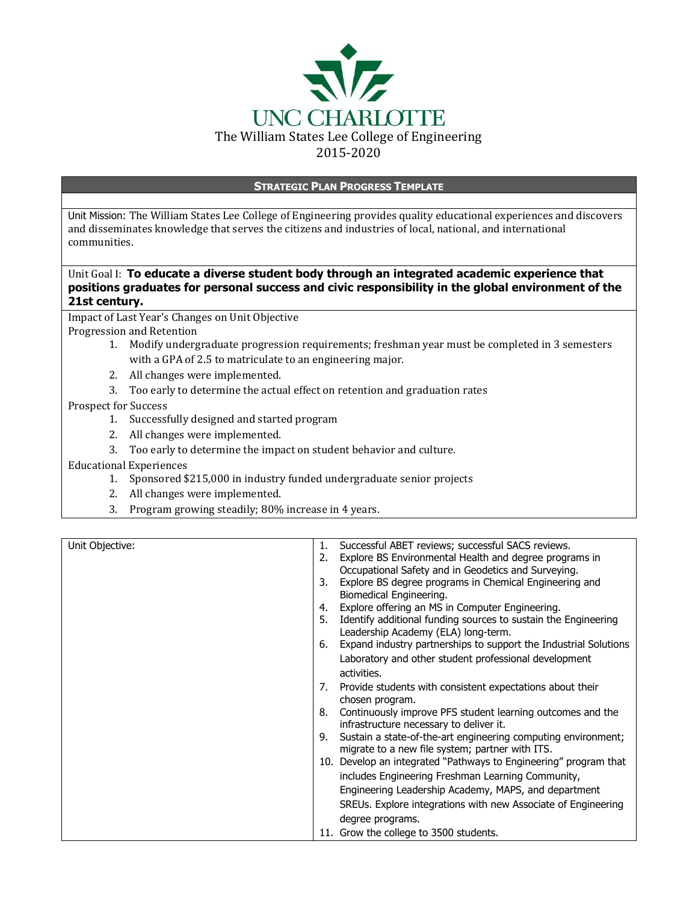# UNC CHARLOTTE

The William States Lee College of Engineering

2015-2020

## STRATEGIC PLAN PROGRESS TEMPLATE

Unit Mission: The William States Lee College of Engineering provides quality educational experiences and discovers and disseminates knowledge that serves the citizens and industries of local, national, and international communities.

Unit Goal I: **To educate a diverse student body through an integrated academic experience that positions graduates for personal success and civic responsibility in the global environment of the 21st century.**

Impact of Last Year's Changes on Unit Objective

Progression and Retention

1. Modify undergraduate progression requirements; freshman year must be completed in 3 semesters with a GPA of 2.5 to matriculate to an engineering major.
2. All changes were implemented.
3. Too early to determine the actual effect on retention and graduation rates

Prospect for Success

1. Successfully designed and started program
2. All changes were implemented.
3. Too early to determine the impact on student behavior and culture.

Educational Experiences

1. Sponsored $215,000 in industry funded undergraduate senior projects
2. All changes were implemented.
3. Program growing steadily; 80% increase in 4 years.

| Unit Objective: | 1. Successful ABET reviews; successful SACS reviews.<br>2. Explore BS Environmental Health and degree programs in Occupational Safety and in Geodetics and Surveying.<br>3. Explore BS degree programs in Chemical Engineering and Biomedical Engineering.<br>4. Explore offering an MS in Computer Engineering.<br>5. Identify additional funding sources to sustain the Engineering Leadership Academy (ELA) long-term.<br>6. Expand industry partnerships to support the Industrial Solutions Laboratory and other student professional development activities.<br>7. Provide students with consistent expectations about their chosen program.<br>8. Continuously improve PFS student learning outcomes and the infrastructure necessary to deliver it.<br>9. Sustain a state-of-the-art engineering computing environment; migrate to a new file system; partner with ITS.<br>10. Develop an integrated "Pathways to Engineering" program that includes Engineering Freshman Learning Community, Engineering Leadership Academy, MAPS, and department SREUs. Explore integrations with new Associate of Engineering degree programs.<br>11. Grow the college to 3500 students. |
|---|---|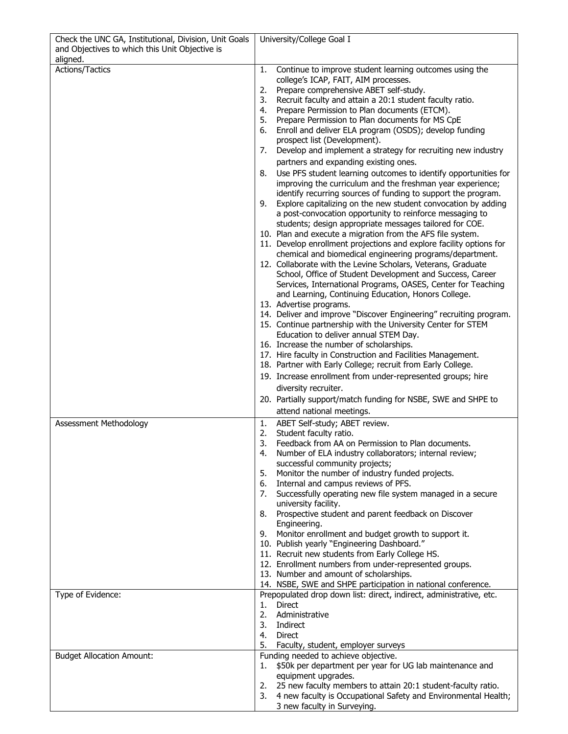| Check the UNC GA, Institutional, Division, Unit Goals and Objectives to which this Unit Objective is aligned. | University/College Goal I |
|---|---|
| Actions/Tactics | 1. Continue to improve student learning outcomes using the college's ICAP, FAIT, AIM processes.<br>2. Prepare comprehensive ABET self-study.<br>3. Recruit faculty and attain a 20:1 student faculty ratio.<br>4. Prepare Permission to Plan documents (ETCM).<br>5. Prepare Permission to Plan documents for MS CpE<br>6. Enroll and deliver ELA program (OSDS); develop funding prospect list (Development).<br>7. Develop and implement a strategy for recruiting new industry partners and expanding existing ones.<br>8. Use PFS student learning outcomes to identify opportunities for improving the curriculum and the freshman year experience; identify recurring sources of funding to support the program.<br>9. Explore capitalizing on the new student convocation by adding a post-convocation opportunity to reinforce messaging to students; design appropriate messages tailored for COE.<br>10. Plan and execute a migration from the AFS file system.<br>11. Develop enrollment projections and explore facility options for chemical and biomedical engineering programs/department.<br>12. Collaborate with the Levine Scholars, Veterans, Graduate School, Office of Student Development and Success, Career Services, International Programs, OASES, Center for Teaching and Learning, Continuing Education, Honors College.<br>13. Advertise programs.<br>14. Deliver and improve "Discover Engineering" recruiting program.<br>15. Continue partnership with the University Center for STEM Education to deliver annual STEM Day.<br>16. Increase the number of scholarships.<br>17. Hire faculty in Construction and Facilities Management.<br>18. Partner with Early College; recruit from Early College.<br>19. Increase enrollment from under-represented groups; hire diversity recruiter.<br>20. Partially support/match funding for NSBE, SWE and SHPE to attend national meetings. |
| Assessment Methodology | 1. ABET Self-study; ABET review.<br>2. Student faculty ratio.<br>3. Feedback from AA on Permission to Plan documents.<br>4. Number of ELA industry collaborators; internal review; successful community projects;<br>5. Monitor the number of industry funded projects.<br>6. Internal and campus reviews of PFS.<br>7. Successfully operating new file system managed in a secure university facility.<br>8. Prospective student and parent feedback on Discover Engineering.<br>9. Monitor enrollment and budget growth to support it.<br>10. Publish yearly "Engineering Dashboard."<br>11. Recruit new students from Early College HS.<br>12. Enrollment numbers from under-represented groups.<br>13. Number and amount of scholarships.<br>14. NSBE, SWE and SHPE participation in national conference. |
| Type of Evidence: | Prepopulated drop down list: direct, indirect, administrative, etc.<br>1. Direct<br>2. Administrative<br>3. Indirect<br>4. Direct<br>5. Faculty, student, employer surveys |
| Budget Allocation Amount: | Funding needed to achieve objective.<br>1. \$50k per department per year for UG lab maintenance and equipment upgrades.<br>2. 25 new faculty members to attain 20:1 student-faculty ratio.<br>3. 4 new faculty is Occupational Safety and Environmental Health; 3 new faculty in Surveying. |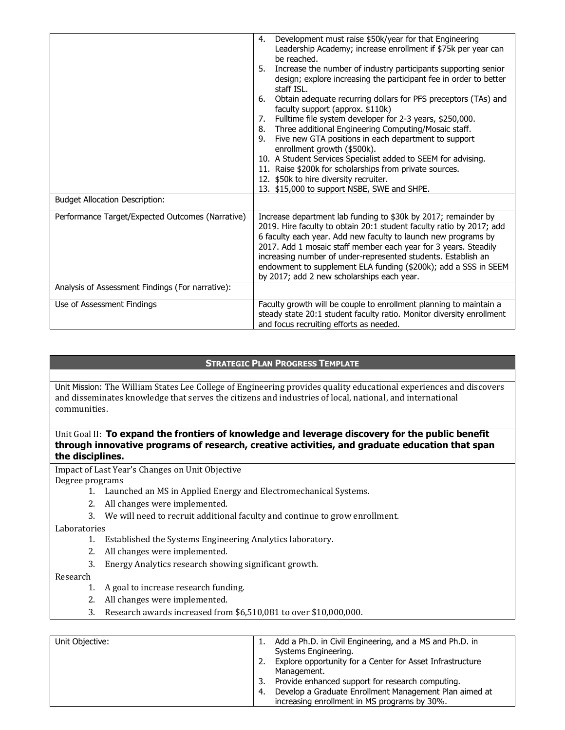| | |
|---|---|
| | 4. Development must raise $50k/year for that Engineering Leadership Academy; increase enrollment if $75k per year can be reached.<br>5. Increase the number of industry participants supporting senior design; explore increasing the participant fee in order to better staff ISL.<br>6. Obtain adequate recurring dollars for PFS preceptors (TAs) and faculty support (approx. $110k)<br>7. Fulltime file system developer for 2-3 years, $250,000.<br>8. Three additional Engineering Computing/Mosaic staff.<br>9. Five new GTA positions in each department to support enrollment growth ($500k).<br>10. A Student Services Specialist added to SEEM for advising.<br>11. Raise $200k for scholarships from private sources.<br>12. $50k to hire diversity recruiter.<br>13. $15,000 to support NSBE, SWE and SHPE. |
| Budget Allocation Description: | |
| Performance Target/Expected Outcomes (Narrative) | Increase department lab funding to $30k by 2017; remainder by 2019. Hire faculty to obtain 20:1 student faculty ratio by 2017; add 6 faculty each year. Add new faculty to launch new programs by 2017. Add 1 mosaic staff member each year for 3 years. Steadily increasing number of under-represented students. Establish an endowment to supplement ELA funding ($200k); add a SSS in SEEM by 2017; add 2 new scholarships each year. |
| Analysis of Assessment Findings (For narrative): | |
| Use of Assessment Findings | Faculty growth will be couple to enrollment planning to maintain a steady state 20:1 student faculty ratio. Monitor diversity enrollment and focus recruiting efforts as needed. |

## Strategic Plan Progress Template

Unit Mission: The William States Lee College of Engineering provides quality educational experiences and discovers and disseminates knowledge that serves the citizens and industries of local, national, and international communities.

Unit Goal II: **To expand the frontiers of knowledge and leverage discovery for the public benefit through innovative programs of research, creative activities, and graduate education that span the disciplines.**

Impact of Last Year's Changes on Unit Objective

Degree programs

1. Launched an MS in Applied Energy and Electromechanical Systems.
2. All changes were implemented.
3. We will need to recruit additional faculty and continue to grow enrollment.

Laboratories

1. Established the Systems Engineering Analytics laboratory.
2. All changes were implemented.
3. Energy Analytics research showing significant growth.

Research

1. A goal to increase research funding.
2. All changes were implemented.
3. Research awards increased from $6,510,081 to over $10,000,000.

| | |
|---|---|
| Unit Objective: | 1. Add a Ph.D. in Civil Engineering, and a MS and Ph.D. in Systems Engineering.<br>2. Explore opportunity for a Center for Asset Infrastructure Management.<br>3. Provide enhanced support for research computing.<br>4. Develop a Graduate Enrollment Management Plan aimed at increasing enrollment in MS programs by 30%. |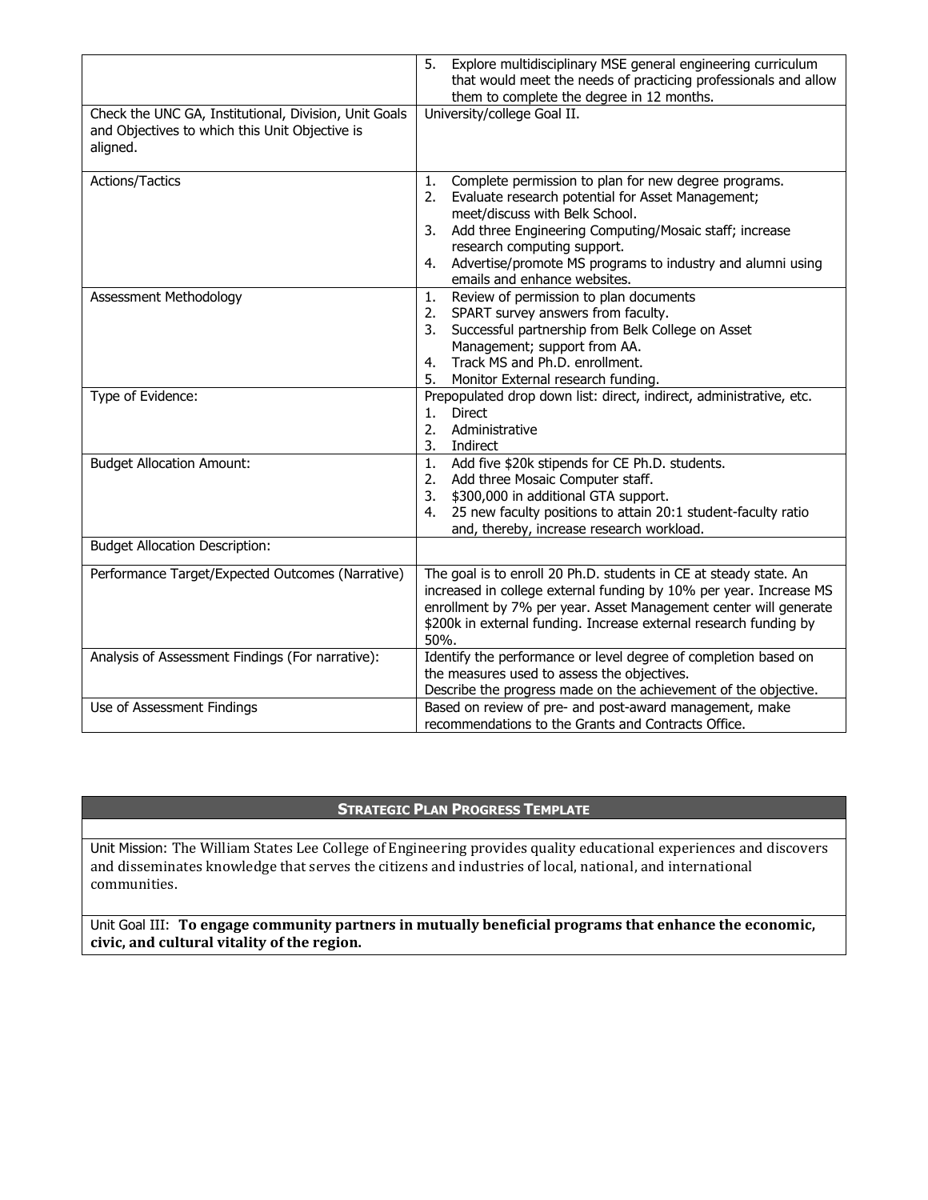| | |
|---|---|
| | 5. Explore multidisciplinary MSE general engineering curriculum that would meet the needs of practicing professionals and allow them to complete the degree in 12 months. |
| Check the UNC GA, Institutional, Division, Unit Goals and Objectives to which this Unit Objective is aligned. | University/college Goal II. |
| Actions/Tactics | 1. Complete permission to plan for new degree programs.<br>2. Evaluate research potential for Asset Management; meet/discuss with Belk School.<br>3. Add three Engineering Computing/Mosaic staff; increase research computing support.<br>4. Advertise/promote MS programs to industry and alumni using emails and enhance websites. |
| Assessment Methodology | 1. Review of permission to plan documents<br>2. SPART survey answers from faculty.<br>3. Successful partnership from Belk College on Asset Management; support from AA.<br>4. Track MS and Ph.D. enrollment.<br>5. Monitor External research funding. |
| Type of Evidence: | Prepopulated drop down list: direct, indirect, administrative, etc.<br>1. Direct<br>2. Administrative<br>3. Indirect |
| Budget Allocation Amount: | 1. Add five $20k stipends for CE Ph.D. students.<br>2. Add three Mosaic Computer staff.<br>3. $300,000 in additional GTA support.<br>4. 25 new faculty positions to attain 20:1 student-faculty ratio and, thereby, increase research workload. |
| Budget Allocation Description: | |
| Performance Target/Expected Outcomes (Narrative) | The goal is to enroll 20 Ph.D. students in CE at steady state. An increased in college external funding by 10% per year. Increase MS enrollment by 7% per year. Asset Management center will generate $200k in external funding. Increase external research funding by 50%. |
| Analysis of Assessment Findings (For narrative): | Identify the performance or level degree of completion based on the measures used to assess the objectives.<br>Describe the progress made on the achievement of the objective. |
| Use of Assessment Findings | Based on review of pre- and post-award management, make recommendations to the Grants and Contracts Office. |

| **STRATEGIC PLAN PROGRESS TEMPLATE** |
|---|
| |
| Unit Mission: The William States Lee College of Engineering provides quality educational experiences and discovers and disseminates knowledge that serves the citizens and industries of local, national, and international communities. |
| Unit Goal III: **To engage community partners in mutually beneficial programs that enhance the economic, civic, and cultural vitality of the region.** |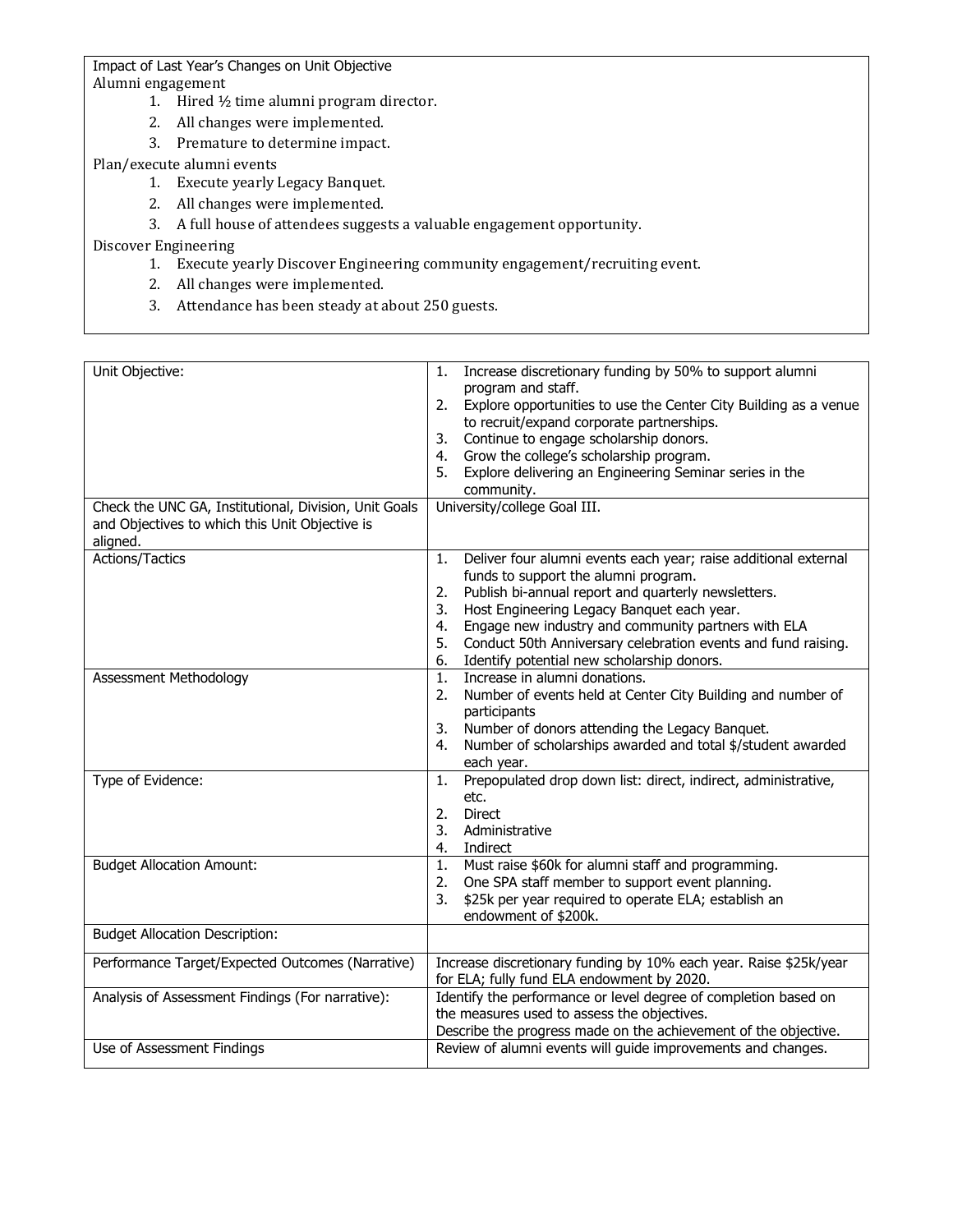Impact of Last Year's Changes on Unit Objective

Alumni engagement

1. Hired ½ time alumni program director.
2. All changes were implemented.
3. Premature to determine impact.

Plan/execute alumni events

1. Execute yearly Legacy Banquet.
2. All changes were implemented.
3. A full house of attendees suggests a valuable engagement opportunity.

Discover Engineering

1. Execute yearly Discover Engineering community engagement/recruiting event.
2. All changes were implemented.
3. Attendance has been steady at about 250 guests.

| | |
|---|---|
| Unit Objective: | 1. Increase discretionary funding by 50% to support alumni program and staff.<br>2. Explore opportunities to use the Center City Building as a venue to recruit/expand corporate partnerships.<br>3. Continue to engage scholarship donors.<br>4. Grow the college's scholarship program.<br>5. Explore delivering an Engineering Seminar series in the community. |
| Check the UNC GA, Institutional, Division, Unit Goals and Objectives to which this Unit Objective is aligned. | University/college Goal III. |
| Actions/Tactics | 1. Deliver four alumni events each year; raise additional external funds to support the alumni program.<br>2. Publish bi-annual report and quarterly newsletters.<br>3. Host Engineering Legacy Banquet each year.<br>4. Engage new industry and community partners with ELA<br>5. Conduct 50th Anniversary celebration events and fund raising.<br>6. Identify potential new scholarship donors. |
| Assessment Methodology | 1. Increase in alumni donations.<br>2. Number of events held at Center City Building and number of participants<br>3. Number of donors attending the Legacy Banquet.<br>4. Number of scholarships awarded and total $/student awarded each year. |
| Type of Evidence: | 1. Prepopulated drop down list: direct, indirect, administrative, etc.<br>2. Direct<br>3. Administrative<br>4. Indirect |
| Budget Allocation Amount: | 1. Must raise $60k for alumni staff and programming.<br>2. One SPA staff member to support event planning.<br>3. $25k per year required to operate ELA; establish an endowment of $200k. |
| Budget Allocation Description: | |
| Performance Target/Expected Outcomes (Narrative) | Increase discretionary funding by 10% each year. Raise $25k/year for ELA; fully fund ELA endowment by 2020. |
| Analysis of Assessment Findings (For narrative): | Identify the performance or level degree of completion based on the measures used to assess the objectives.<br>Describe the progress made on the achievement of the objective. |
| Use of Assessment Findings | Review of alumni events will guide improvements and changes. |